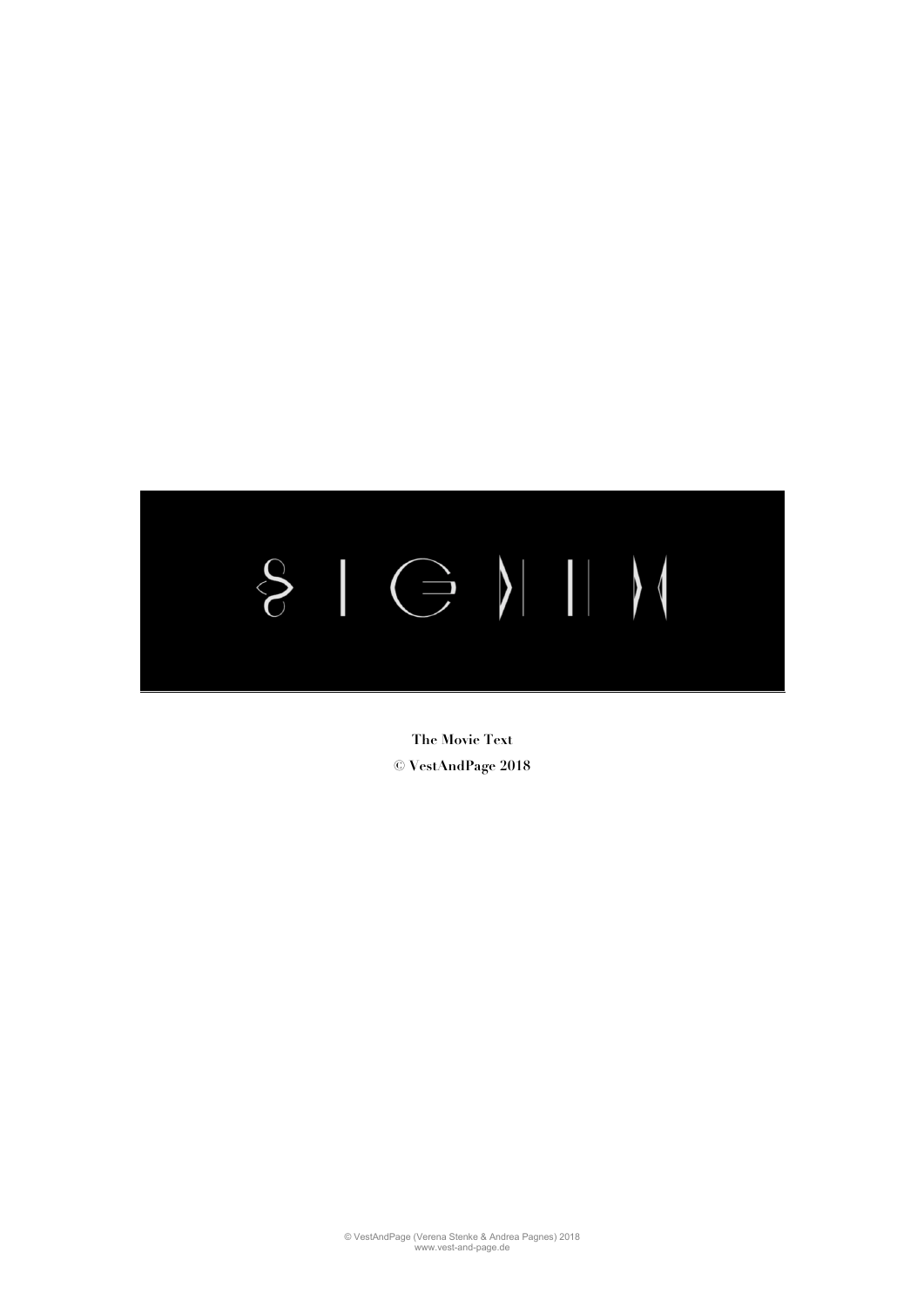# SIGNUM

**The Movie Text**

**© VestAndPage 2018**

© VestAndPage (Verena Stenke & Andrea Pagnes) 2018
www.vest-and-page.de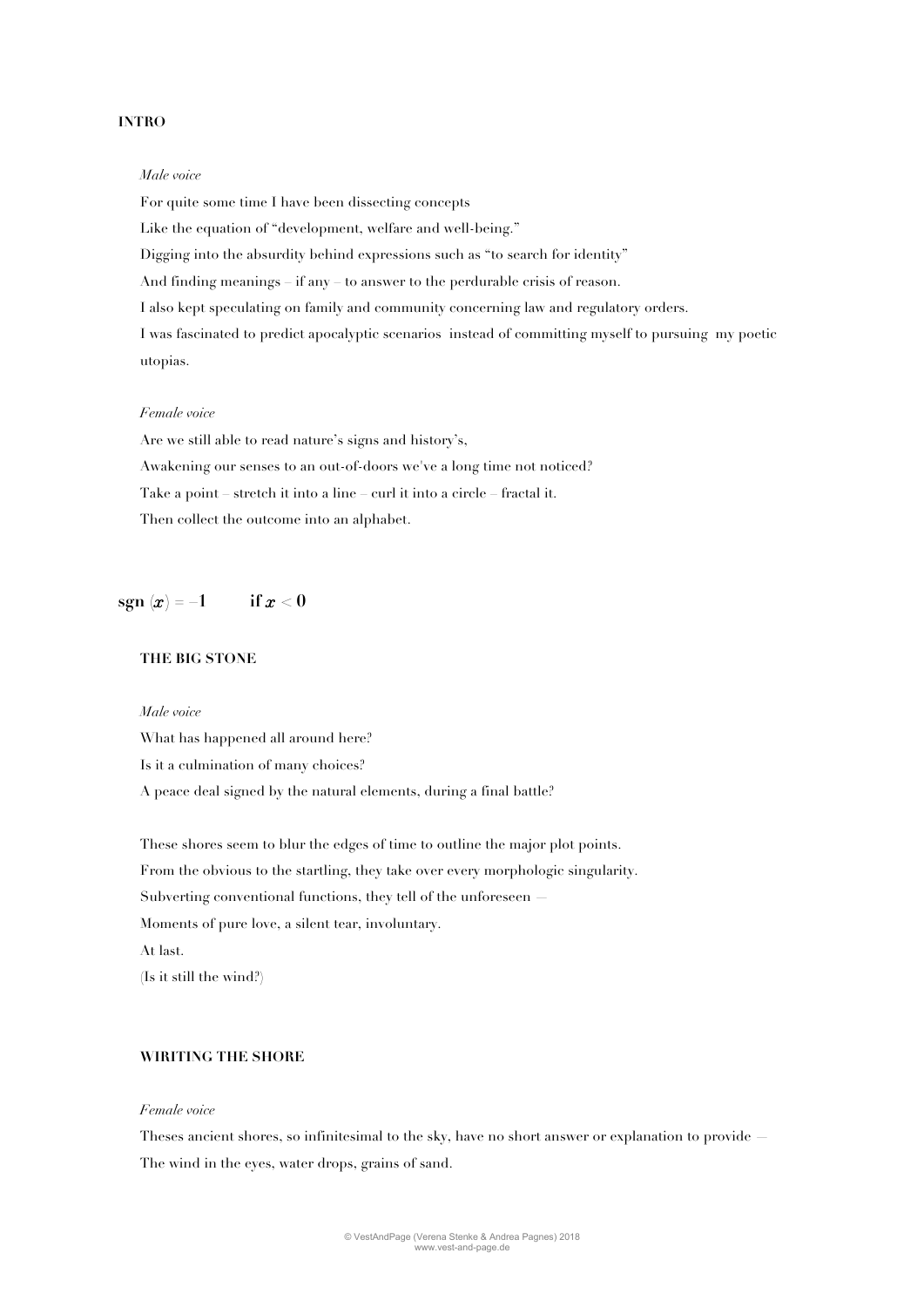**INTRO**

*Male voice*

For quite some time I have been dissecting concepts

Like the equation of "development, welfare and well-being."

Digging into the absurdity behind expressions such as "to search for identity"

And finding meanings – if any – to answer to the perdurable crisis of reason.

I also kept speculating on family and community concerning law and regulatory orders.

I was fascinated to predict apocalyptic scenarios instead of committing myself to pursuing my poetic utopias.

*Female voice*

Are we still able to read nature's signs and history's,

Awakening our senses to an out-of-doors we've a long time not noticed?

Take a point – stretch it into a line – curl it into a circle – fractal it.

Then collect the outcome into an alphabet.

## $\mathbf{sgn}\ (x) = -1 \qquad \mathbf{if}\ x < 0$

**THE BIG STONE**

*Male voice*

What has happened all around here?

Is it a culmination of many choices?

A peace deal signed by the natural elements, during a final battle?

These shores seem to blur the edges of time to outline the major plot points.

From the obvious to the startling, they take over every morphologic singularity.

Subverting conventional functions, they tell of the unforeseen —

Moments of pure love, a silent tear, involuntary.

At last.

(Is it still the wind?)

**WIRITING THE SHORE**

*Female voice*

Theses ancient shores, so infinitesimal to the sky, have no short answer or explanation to provide —

The wind in the eyes, water drops, grains of sand.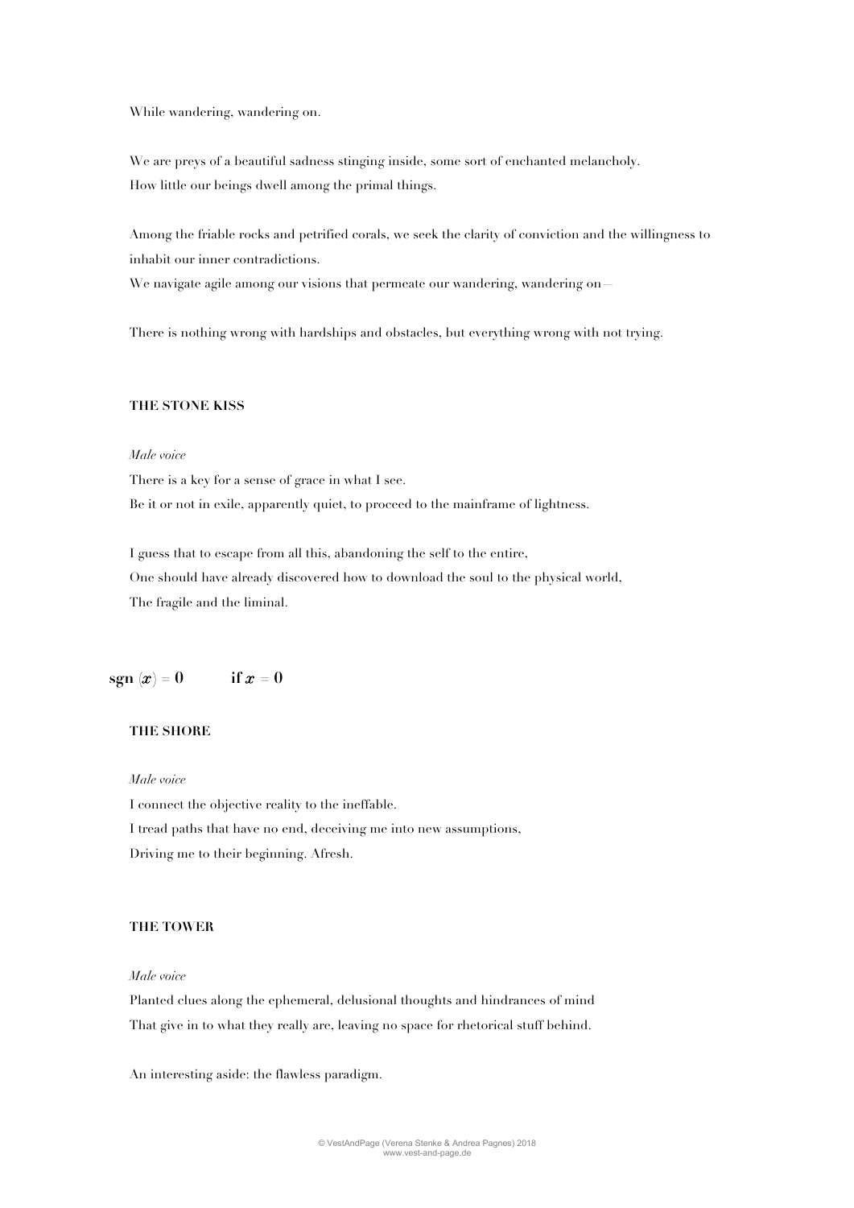While wandering, wandering on.

We are preys of a beautiful sadness stinging inside, some sort of enchanted melancholy.
How little our beings dwell among the primal things.

Among the friable rocks and petrified corals, we seek the clarity of conviction and the willingness to inhabit our inner contradictions.
We navigate agile among our visions that permeate our wandering, wandering on –

There is nothing wrong with hardships and obstacles, but everything wrong with not trying.

**THE STONE KISS**

*Male voice*

There is a key for a sense of grace in what I see.
Be it or not in exile, apparently quiet, to proceed to the mainframe of lightness.

I guess that to escape from all this, abandoning the self to the entire,
One should have already discovered how to download the soul to the physical world,
The fragile and the liminal.

$$\mathbf{sgn}\,(x) = 0 \qquad \mathbf{if}\; x = 0$$

**THE SHORE**

*Male voice*

I connect the objective reality to the ineffable.
I tread paths that have no end, deceiving me into new assumptions,
Driving me to their beginning. Afresh.

**THE TOWER**

*Male voice*

Planted clues along the ephemeral, delusional thoughts and hindrances of mind
That give in to what they really are, leaving no space for rhetorical stuff behind.

An interesting aside: the flawless paradigm.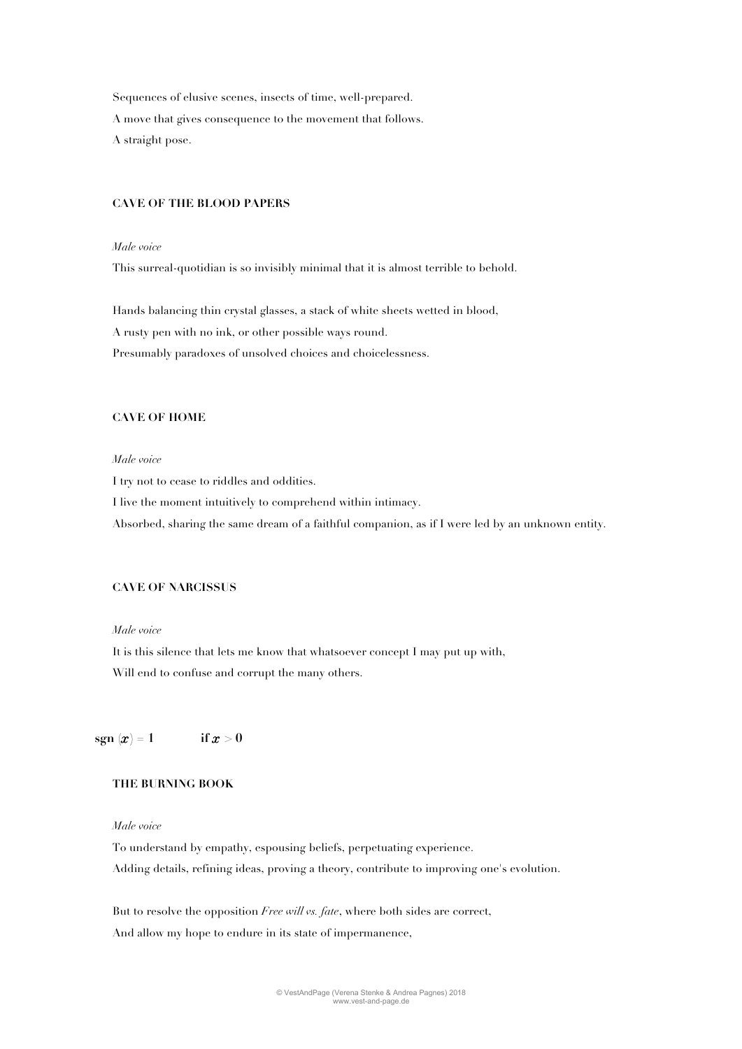Sequences of elusive scenes, insects of time, well-prepared.

A move that gives consequence to the movement that follows.

A straight pose.

### CAVE OF THE BLOOD PAPERS

*Male voice*

This surreal-quotidian is so invisibly minimal that it is almost terrible to behold.

Hands balancing thin crystal glasses, a stack of white sheets wetted in blood,

A rusty pen with no ink, or other possible ways round.

Presumably paradoxes of unsolved choices and choicelessness.

### CAVE OF HOME

*Male voice*

I try not to cease to riddles and oddities.

I live the moment intuitively to comprehend within intimacy.

Absorbed, sharing the same dream of a faithful companion, as if I were led by an unknown entity.

### CAVE OF NARCISSUS

*Male voice*

It is this silence that lets me know that whatsoever concept I may put up with,

Will end to confuse and corrupt the many others.

$$\mathbf{sgn}\,(x) = \mathbf{1} \qquad \textbf{if } x > \mathbf{0}$$

### THE BURNING BOOK

*Male voice*

To understand by empathy, espousing beliefs, perpetuating experience.

Adding details, refining ideas, proving a theory, contribute to improving one's evolution.

But to resolve the opposition *Free will vs. fate*, where both sides are correct,

And allow my hope to endure in its state of impermanence,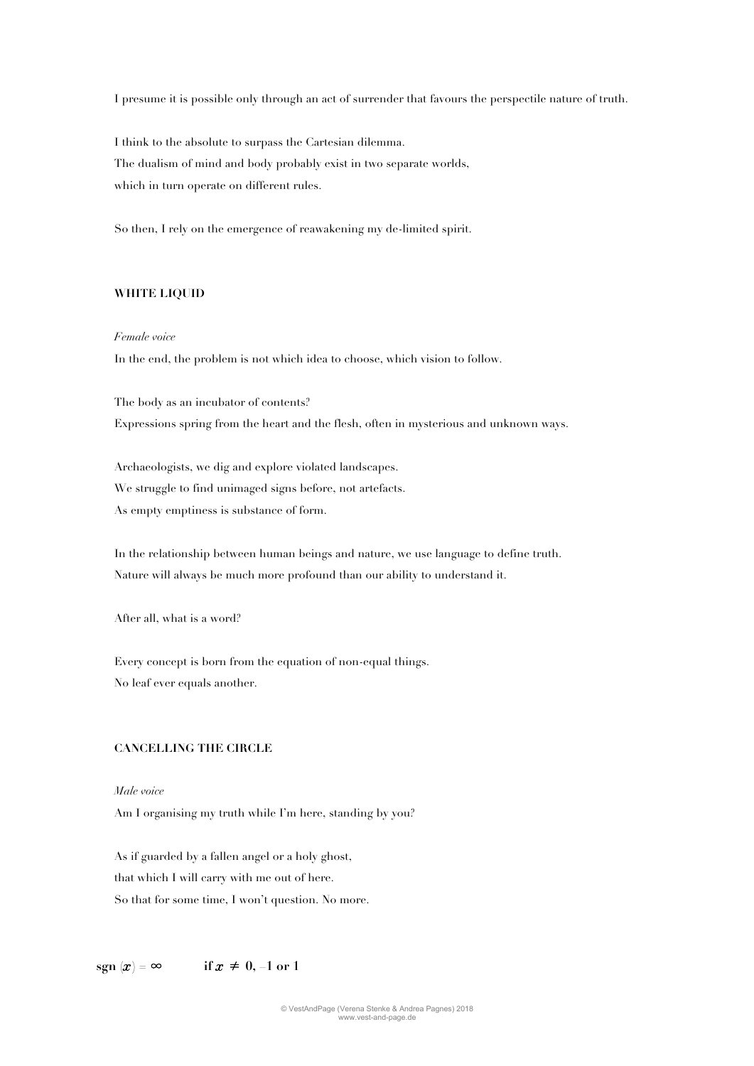I presume it is possible only through an act of surrender that favours the perspectile nature of truth.

I think to the absolute to surpass the Cartesian dilemma.
The dualism of mind and body probably exist in two separate worlds,
which in turn operate on different rules.

So then, I rely on the emergence of reawakening my de-limited spirit.

## WHITE LIQUID

*Female voice*

In the end, the problem is not which idea to choose, which vision to follow.

The body as an incubator of contents?
Expressions spring from the heart and the flesh, often in mysterious and unknown ways.

Archaeologists, we dig and explore violated landscapes.
We struggle to find unimaged signs before, not artefacts.
As empty emptiness is substance of form.

In the relationship between human beings and nature, we use language to define truth.
Nature will always be much more profound than our ability to understand it.

After all, what is a word?

Every concept is born from the equation of non-equal things.
No leaf ever equals another.

## CANCELLING THE CIRCLE

*Male voice*

Am I organising my truth while I'm here, standing by you?

As if guarded by a fallen angel or a holy ghost,
that which I will carry with me out of here.
So that for some time, I won't question. No more.

$$\mathbf{sgn}\,(x) = \infty \qquad \textbf{if } x \neq 0, -1 \textbf{ or } 1$$

© VestAndPage (Verena Stenke & Andrea Pagnes) 2018
www.vest-and-page.de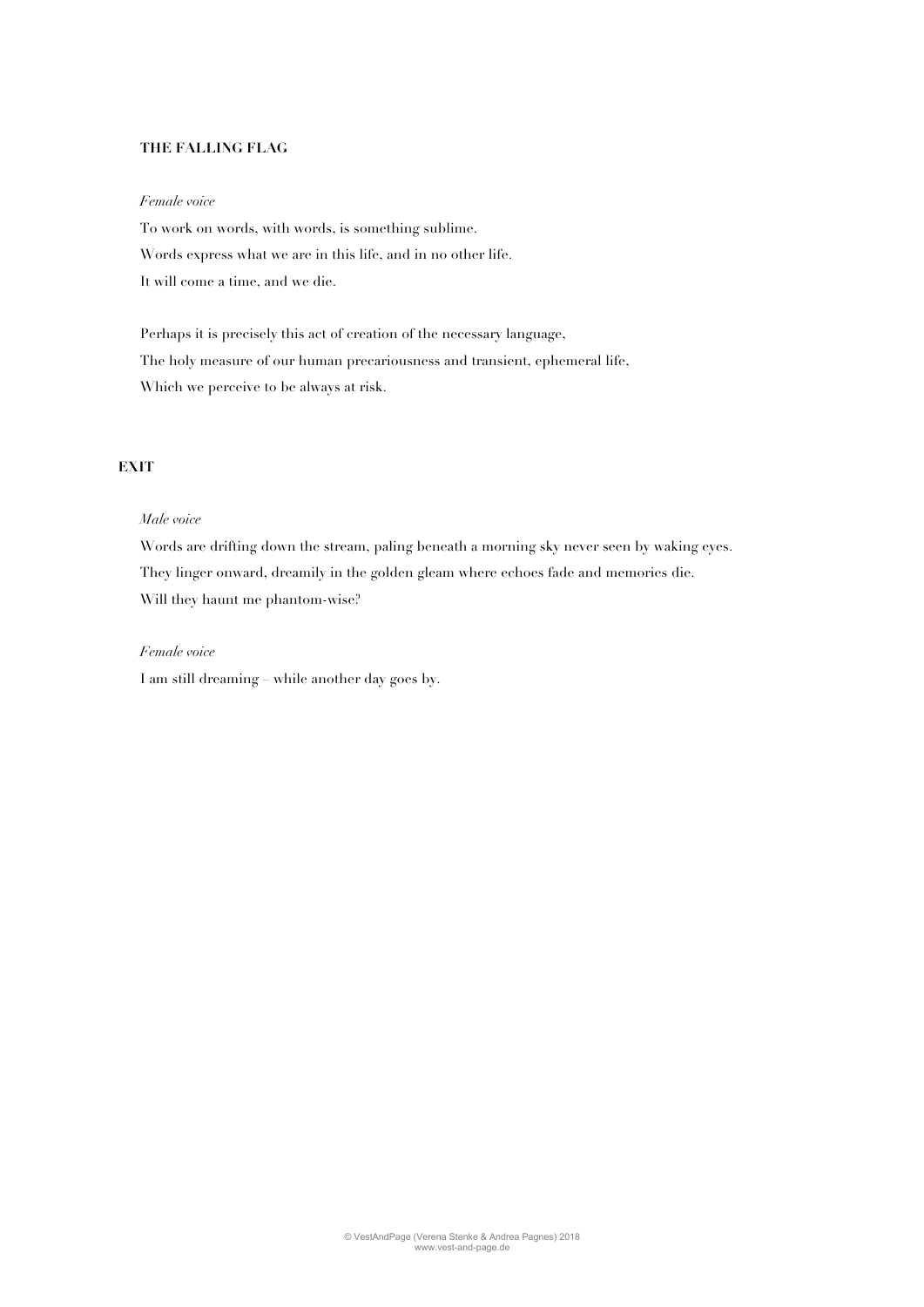**THE FALLING FLAG**

*Female voice*

To work on words, with words, is something sublime.
Words express what we are in this life, and in no other life.
It will come a time, and we die.

Perhaps it is precisely this act of creation of the necessary language,
The holy measure of our human precariousness and transient, ephemeral life,
Which we perceive to be always at risk.

**EXIT**

*Male voice*

Words are drifting down the stream, paling beneath a morning sky never seen by waking eyes.
They linger onward, dreamily in the golden gleam where echoes fade and memories die.
Will they haunt me phantom-wise?

*Female voice*

I am still dreaming – while another day goes by.

© VestAndPage (Verena Stenke & Andrea Pagnes) 2018
www.vest-and-page.de